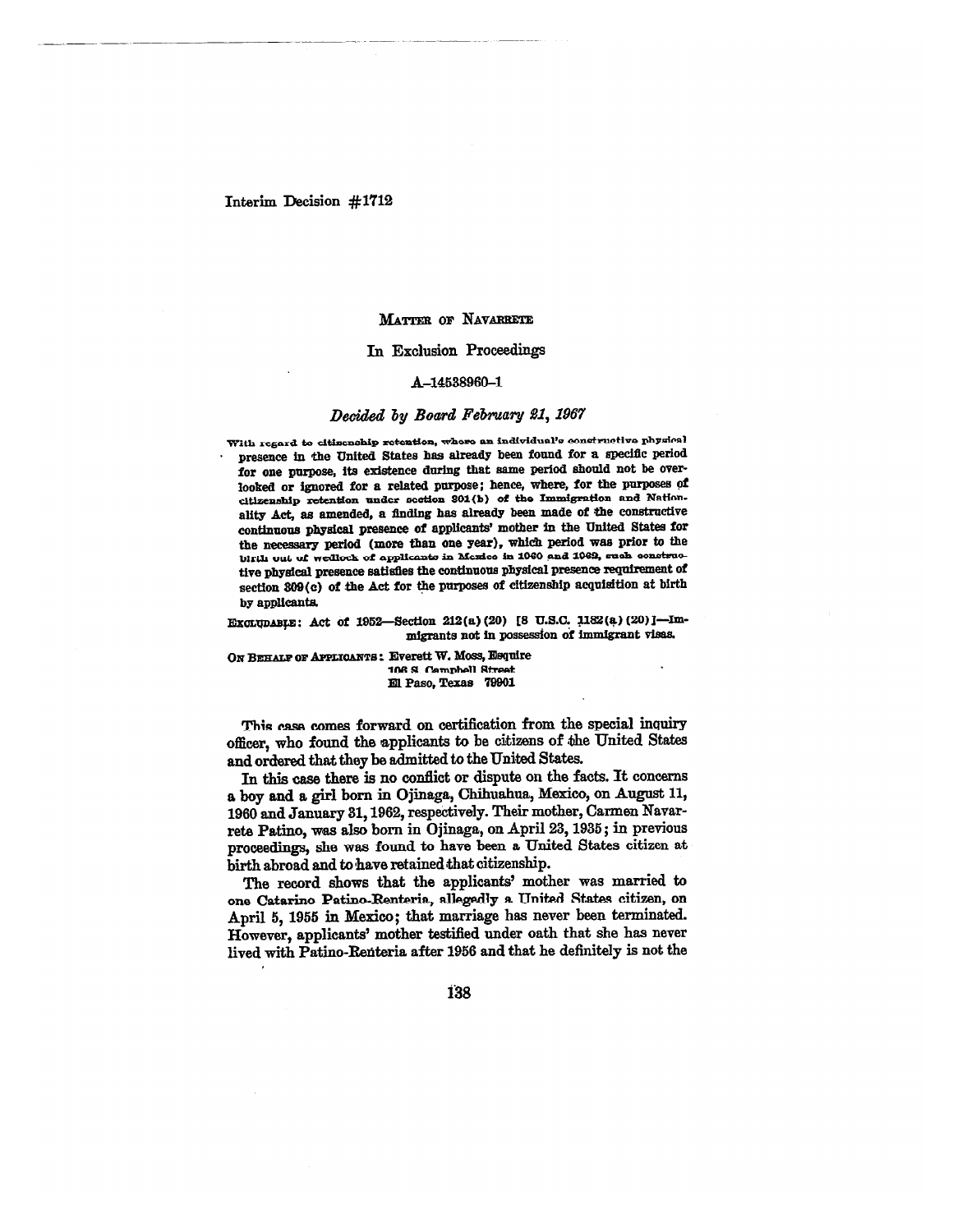Interim Decision #1712

## Matter of Navarrete

### In Exclusion Proceedings

### A-14538960-1

### *Decided by Board February 21, 1967*

With regard to citizenship retention, where an individual's constructive physical presence in the United States has already been found for a specific period for one purpose, its existence during that same period should not be overlooked or ignored for a related purpose; hence, where, for the purposes of citizenship retention under section 301(b) of the Immigration and Nationality Act, as amended, a finding has already been made of the constructive continuous physical presence of applicants' mother in the United States for the necessary period (more than one year), which period was prior to the birth out of wedlock of applicants in Mexico in 1960 and 1962, such constructive physical presence satisfies the continuous physical presence requirement of section 309(c) of the Act for the purposes of citizenship acquisition at birth by applicants.

EXCLUDABLE: Act of 1952—Section 212(a)(20) [8 U.S.C. 1182(a)(20)]—Immigrants not in possession of immigrant visas.

ON BEHALF OF APPLICANTS: Everett W. Moss, Esquire
106 S. Campbell Street
El Paso, Texas 79901

This case comes forward on certification from the special inquiry officer, who found the applicants to be citizens of the United States and ordered that they be admitted to the United States.

In this case there is no conflict or dispute on the facts. It concerns a boy and a girl born in Ojinaga, Chihuahua, Mexico, on August 11, 1960 and January 31, 1962, respectively. Their mother, Carmen Navarrete Patino, was also born in Ojinaga, on April 23, 1935; in previous proceedings, she was found to have been a United States citizen at birth abroad and to have retained that citizenship.

The record shows that the applicants' mother was married to one Catarino Patino-Renteria, allegedly a United States citizen, on April 5, 1955 in Mexico; that marriage has never been terminated. However, applicants' mother testified under oath that she has never lived with Patino-Renteria after 1956 and that he definitely is not the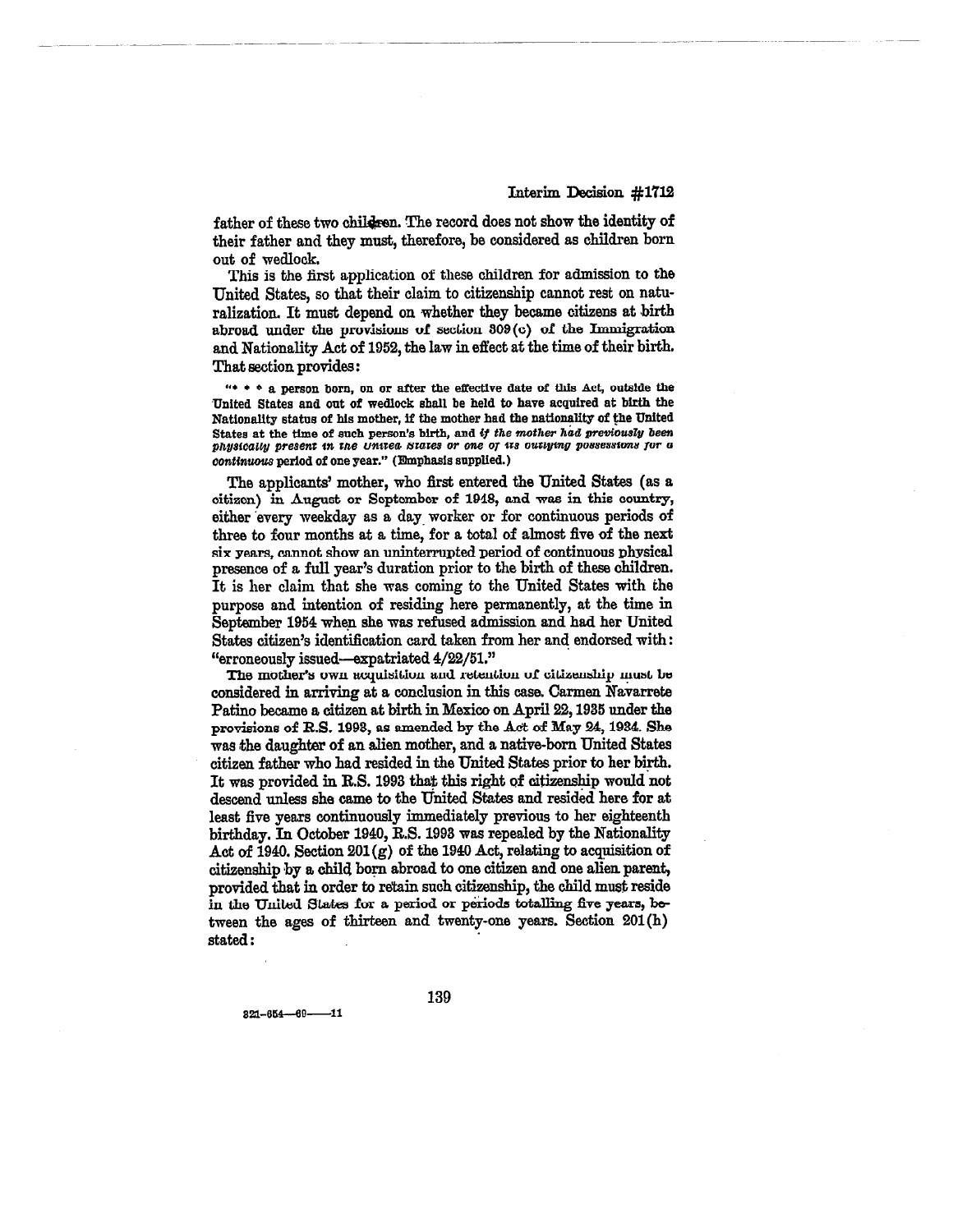father of these two children. The record does not show the identity of their father and they must, therefore, be considered as children born out of wedlock.

This is the first application of these children for admission to the United States, so that their claim to citizenship cannot rest on naturalization. It must depend on whether they became citizens at birth abroad under the provisions of section 309(c) of the Immigration and Nationality Act of 1952, the law in effect at the time of their birth. That section provides:

> "* * * a person born, on or after the effective date of this Act, outside the United States and out of wedlock shall be held to have acquired at birth the Nationality status of his mother, if the mother had the nationality of the United States at the time of such person's birth, and *if the mother had previously been physically present in the United States or one of its outlying possessions for a continuous* period of one year." (Emphasis supplied.)

The applicants' mother, who first entered the United States (as a citizen) in August or September of 1948, and was in this country, either every weekday as a day worker or for continuous periods of three to four months at a time, for a total of almost five of the next six years, cannot show an uninterrupted period of continuous physical presence of a full year's duration prior to the birth of these children. It is her claim that she was coming to the United States with the purpose and intention of residing here permanently, at the time in September 1954 when she was refused admission and had her United States citizen's identification card taken from her and endorsed with: "erroneously issued—expatriated 4/22/51."

The mother's own acquisition and retention of citizenship must be considered in arriving at a conclusion in this case. Carmen Navarrete Patino became a citizen at birth in Mexico on April 22, 1935 under the provisions of R.S. 1993, as amended by the Act of May 24, 1934. She was the daughter of an alien mother, and a native-born United States citizen father who had resided in the United States prior to her birth. It was provided in R.S. 1993 that this right of citizenship would not descend unless she came to the United States and resided here for at least five years continuously immediately previous to her eighteenth birthday. In October 1940, R.S. 1993 was repealed by the Nationality Act of 1940. Section 201(g) of the 1940 Act, relating to acquisition of citizenship by a child born abroad to one citizen and one alien parent, provided that in order to retain such citizenship, the child must reside in the United States for a period or periods totalling five years, between the ages of thirteen and twenty-one years. Section 201(h) stated: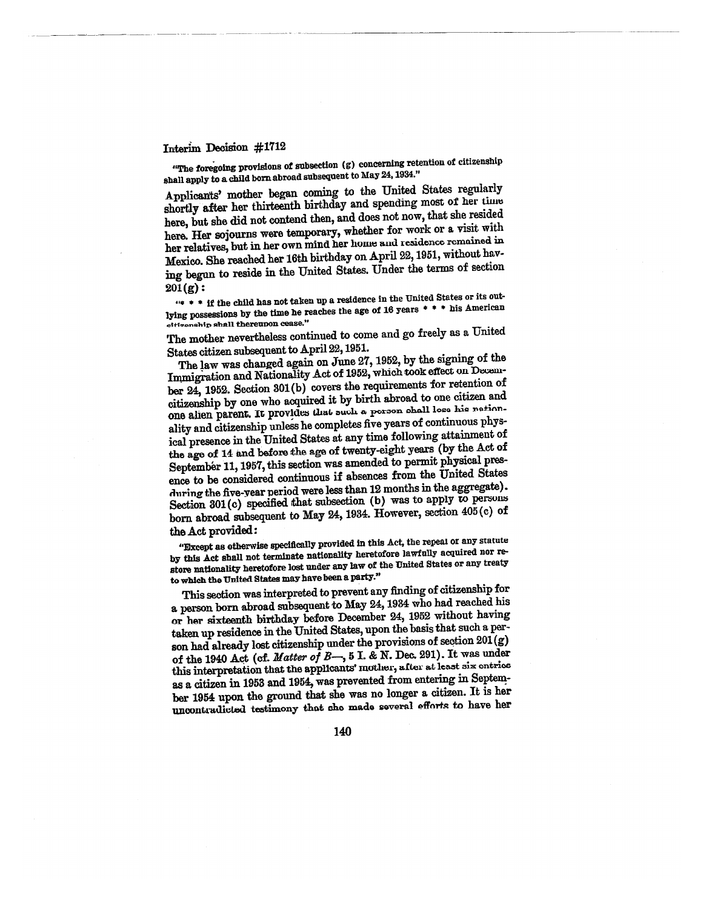"The foregoing provisions of subsection (g) concerning retention of citizenship shall apply to a child born abroad subsequent to May 24, 1934."

Applicants' mother began coming to the United States regularly shortly after her thirteenth birthday and spending most of her time here, but she did not contend then, and does not now, that she resided here. Her sojourns were temporary, whether for work or a visit with her relatives, but in her own mind her home and residence remained in Mexico. She reached her 16th birthday on April 22, 1951, without having begun to reside in the United States. Under the terms of section 201(g):

"* * * if the child has not taken up a residence in the United States or its outlying possessions by the time he reaches the age of 16 years * * * his American citizenship shall thereupon cease."

The mother nevertheless continued to come and go freely as a United States citizen subsequent to April 22, 1951.

The law was changed again on June 27, 1952, by the signing of the Immigration and Nationality Act of 1952, which took effect on December 24, 1952. Section 301(b) covers the requirements for retention of citizenship by one who acquired it by birth abroad to one citizen and one alien parent. It provides that such a person shall lose his nationality and citizenship unless he completes five years of continuous physical presence in the United States at any time following attainment of the age of 14 and before the age of twenty-eight years (by the Act of September 11, 1957, this section was amended to permit physical presence to be considered continuous if absences from the United States during the five-year period were less than 12 months in the aggregate). Section 301(c) specified that subsection (b) was to apply to persons born abroad subsequent to May 24, 1934. However, section 405(c) of the Act provided:

"Except as otherwise specifically provided in this Act, the repeal of any statute by this Act shall not terminate nationality heretofore lawfully acquired nor restore nationality heretofore lost under any law of the United States or any treaty to which the United States may have been a party."

This section was interpreted to prevent any finding of citizenship for a person born abroad subsequent to May 24, 1934 who had reached his or her sixteenth birthday before December 24, 1952 without having taken up residence in the United States, upon the basis that such a person had already lost citizenship under the provisions of section 201(g) of the 1940 Act (cf. *Matter of B—*, 5 I. & N. Dec. 291). It was under this interpretation that the applicants' mother, after at least six entries as a citizen in 1953 and 1954, was prevented from entering in September 1954 upon the ground that she was no longer a citizen. It is her uncontradicted testimony that she made several efforts to have her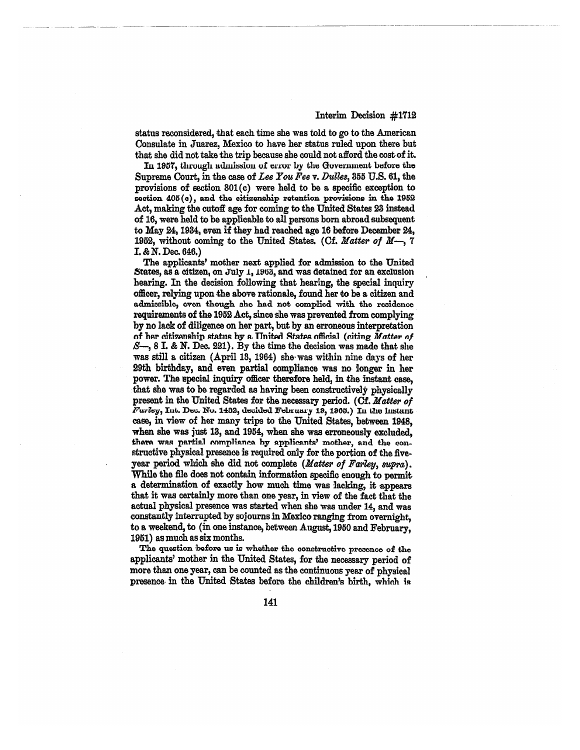status reconsidered, that each time she was told to go to the American Consulate in Juarez, Mexico to have her status ruled upon there but that she did not take the trip because she could not afford the cost of it.

In 1957, through admission of error by the Government before the Supreme Court, in the case of *Lee You Fee* v. *Dulles*, 355 U.S. 61, the provisions of section 301(c) were held to be a specific exception to section 405(c), and the citizenship retention provisions in the 1952 Act, making the cutoff age for coming to the United States 23 instead of 16, were held to be applicable to all persons born abroad subsequent to May 24, 1934, even if they had reached age 16 before December 24, 1952, without coming to the United States. (Cf. *Matter of M—*, 7 I. & N. Dec. 646.)

The applicants' mother next applied for admission to the United States, as a citizen, on July 1, 1963, and was detained for an exclusion hearing. In the decision following that hearing, the special inquiry officer, relying upon the above rationale, found her to be a citizen and admissible, even though she had not complied with the residence requirements of the 1952 Act, since she was prevented from complying by no lack of diligence on her part, but by an erroneous interpretation of her citizenship status by a United States official (citing *Matter of S—*, 8 I. & N. Dec. 221). By the time the decision was made that she was still a citizen (April 13, 1964) she was within nine days of her 29th birthday, and even partial compliance was no longer in her power. The special inquiry officer therefore held, in the instant case, that she was to be regarded as having been constructively physically present in the United States for the necessary period. (Cf. *Matter of Farley*, Int. Dec. No. 1432, decided February 19, 1965.) In the instant case, in view of her many trips to the United States, between 1948, when she was just 13, and 1954, when she was erroneously excluded, there was partial compliance by applicants' mother, and the constructive physical presence is required only for the portion of the five-year period which she did not complete (*Matter of Farley*, *supra*). While the file does not contain information specific enough to permit a determination of exactly how much time was lacking, it appears that it was certainly more than one year, in view of the fact that the actual physical presence was started when she was under 14, and was constantly interrupted by sojourns in Mexico ranging from overnight, to a weekend, to (in one instance, between August, 1950 and February, 1951) as much as six months.

The question before us is whether the constructive presence of the applicants' mother in the United States, for the necessary period of more than one year, can be counted as the continuous year of physical presence in the United States before the children's birth, which is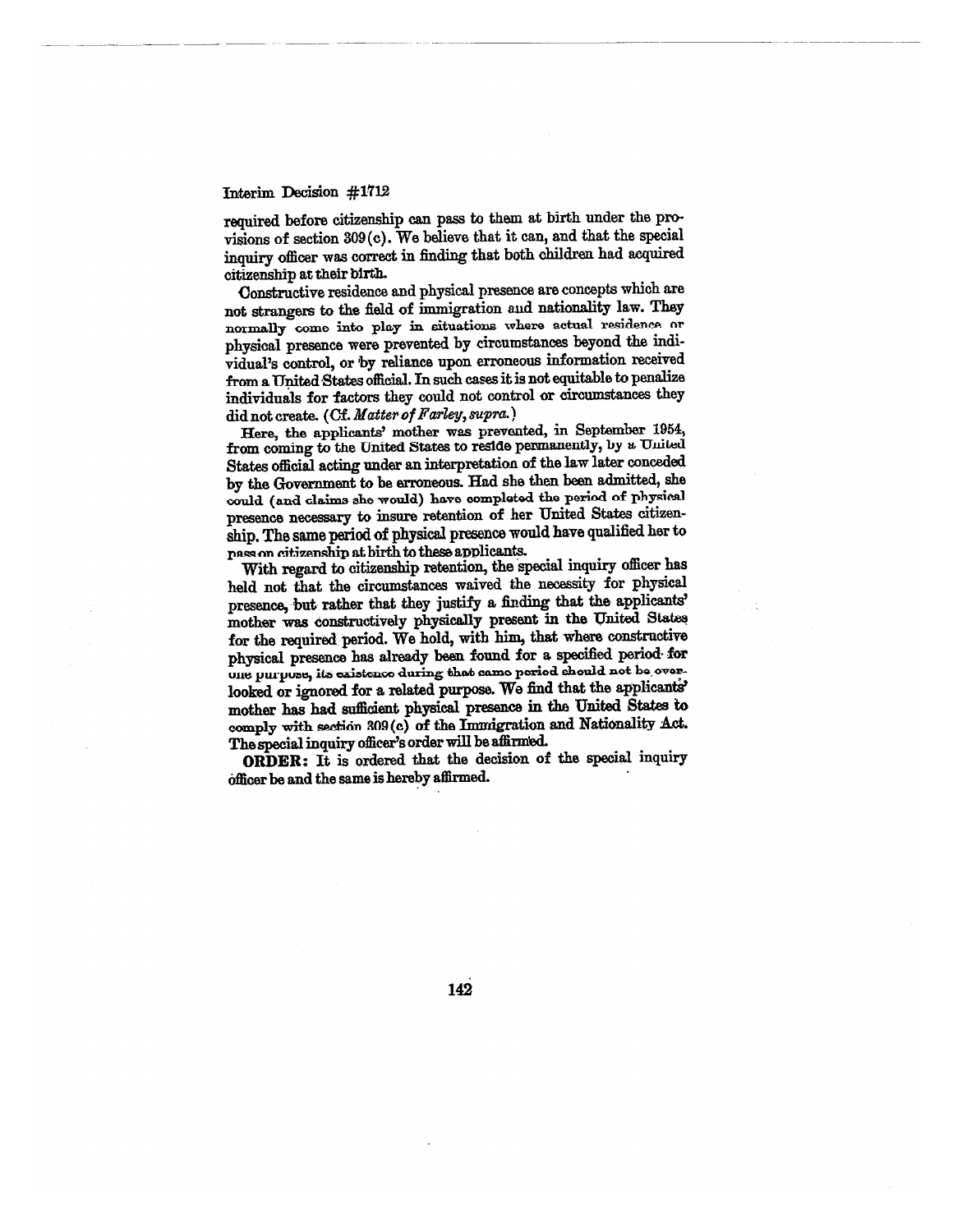required before citizenship can pass to them at birth under the provisions of section 309(c). We believe that it can, and that the special inquiry officer was correct in finding that both children had acquired citizenship at their birth.

Constructive residence and physical presence are concepts which are not strangers to the field of immigration and nationality law. They normally come into play in situations where actual residence or physical presence were prevented by circumstances beyond the individual's control, or by reliance upon erroneous information received from a United States official. In such cases it is not equitable to penalize individuals for factors they could not control or circumstances they did not create. (Cf. *Matter of Farley, supra.*)

Here, the applicants' mother was prevented, in September 1954, from coming to the United States to reside permanently, by a United States official acting under an interpretation of the law later conceded by the Government to be erroneous. Had she then been admitted, she could (and claims she would) have completed the period of physical presence necessary to insure retention of her United States citizenship. The same period of physical presence would have qualified her to pass on citizenship at birth to these applicants.

With regard to citizenship retention, the special inquiry officer has held not that the circumstances waived the necessity for physical presence, but rather that they justify a finding that the applicants' mother was constructively physically present in the United States for the required period. We hold, with him, that where constructive physical presence has already been found for a specified period for one purpose, its existence during that same period should not be overlooked or ignored for a related purpose. We find that the applicants' mother has had sufficient physical presence in the United States to comply with section 309(c) of the Immigration and Nationality Act. The special inquiry officer's order will be affirmed.

**ORDER:** It is ordered that the decision of the special inquiry officer be and the same is hereby affirmed.